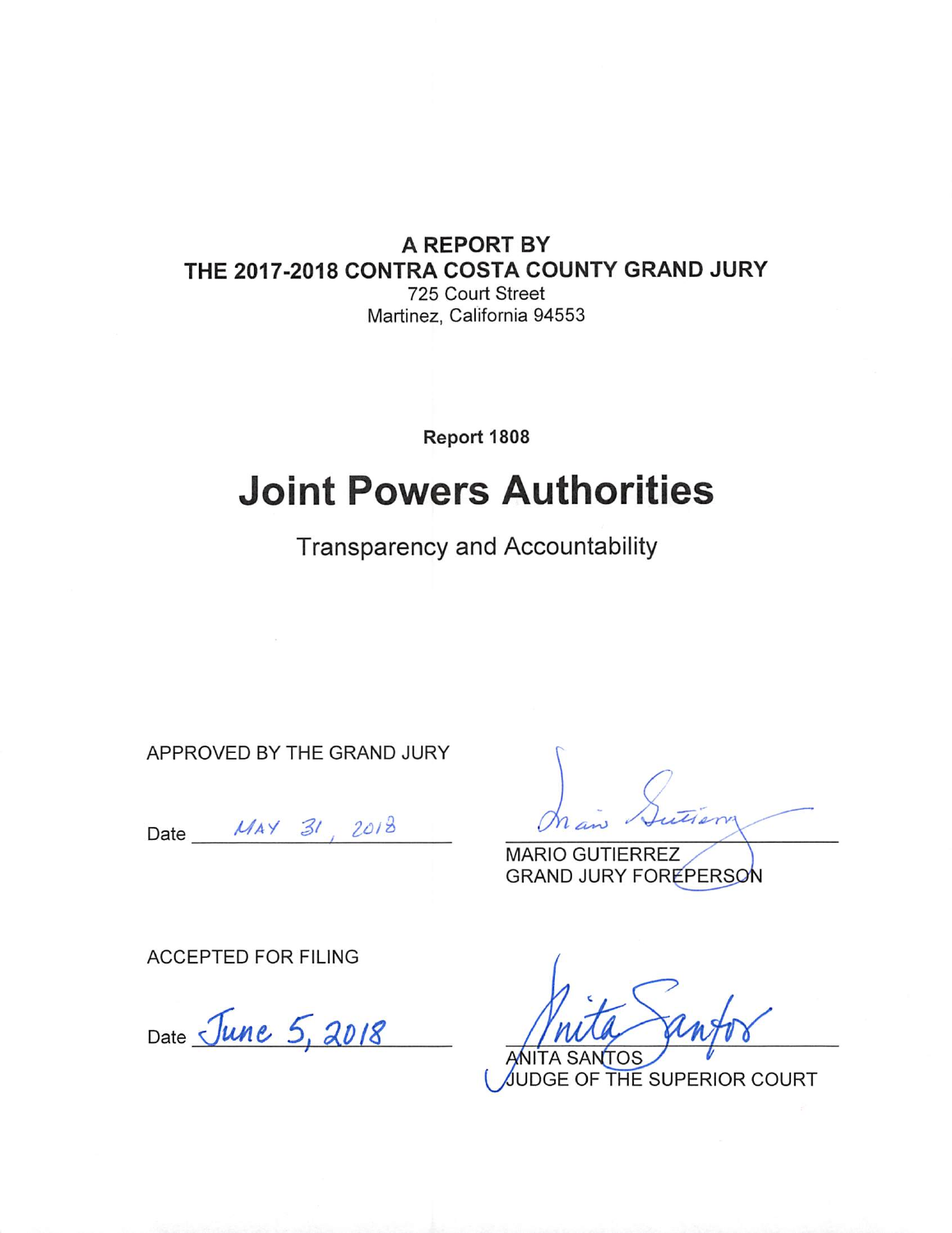**A REPORT BY**
**THE 2017-2018 CONTRA COSTA COUNTY GRAND JURY**
725 Court Street
Martinez, California 94553

**Report 1808**

# Joint Powers Authorities

## Transparency and Accountability

APPROVED BY THE GRAND JURY

Date MAY 31, 2018

MARIO GUTIERREZ
GRAND JURY FOREPERSON

ACCEPTED FOR FILING

Date June 5, 2018

ANITA SANTOS
JUDGE OF THE SUPERIOR COURT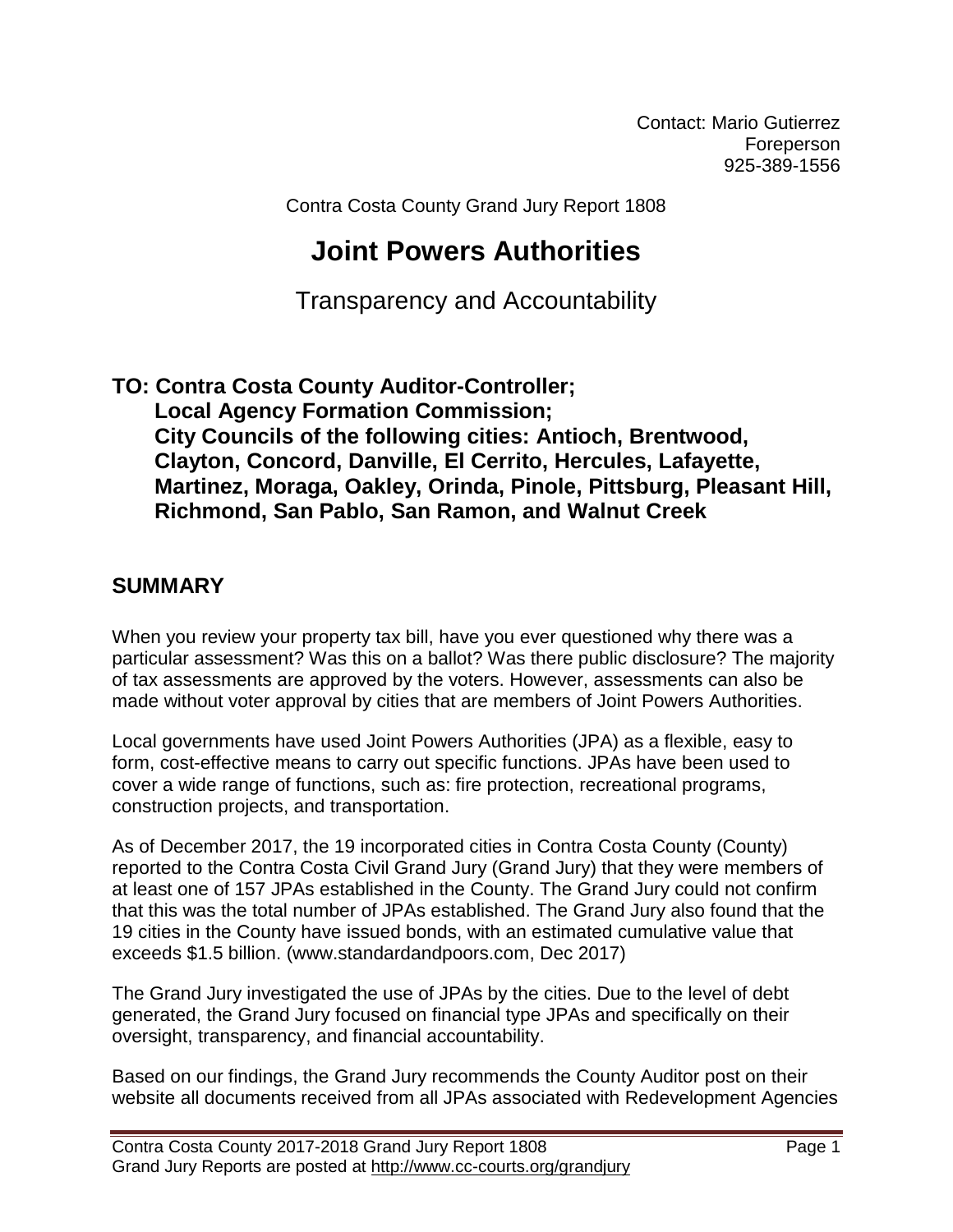Contact: Mario Gutierrez
Foreperson
925-389-1556

Contra Costa County Grand Jury Report 1808

# Joint Powers Authorities

## Transparency and Accountability

**TO: Contra Costa County Auditor-Controller;
Local Agency Formation Commission;
City Councils of the following cities: Antioch, Brentwood, Clayton, Concord, Danville, El Cerrito, Hercules, Lafayette, Martinez, Moraga, Oakley, Orinda, Pinole, Pittsburg, Pleasant Hill, Richmond, San Pablo, San Ramon, and Walnut Creek**

## SUMMARY

When you review your property tax bill, have you ever questioned why there was a particular assessment? Was this on a ballot? Was there public disclosure? The majority of tax assessments are approved by the voters. However, assessments can also be made without voter approval by cities that are members of Joint Powers Authorities.

Local governments have used Joint Powers Authorities (JPA) as a flexible, easy to form, cost-effective means to carry out specific functions. JPAs have been used to cover a wide range of functions, such as: fire protection, recreational programs, construction projects, and transportation.

As of December 2017, the 19 incorporated cities in Contra Costa County (County) reported to the Contra Costa Civil Grand Jury (Grand Jury) that they were members of at least one of 157 JPAs established in the County. The Grand Jury could not confirm that this was the total number of JPAs established. The Grand Jury also found that the 19 cities in the County have issued bonds, with an estimated cumulative value that exceeds $1.5 billion. (www.standardandpoors.com, Dec 2017)

The Grand Jury investigated the use of JPAs by the cities. Due to the level of debt generated, the Grand Jury focused on financial type JPAs and specifically on their oversight, transparency, and financial accountability.

Based on our findings, the Grand Jury recommends the County Auditor post on their website all documents received from all JPAs associated with Redevelopment Agencies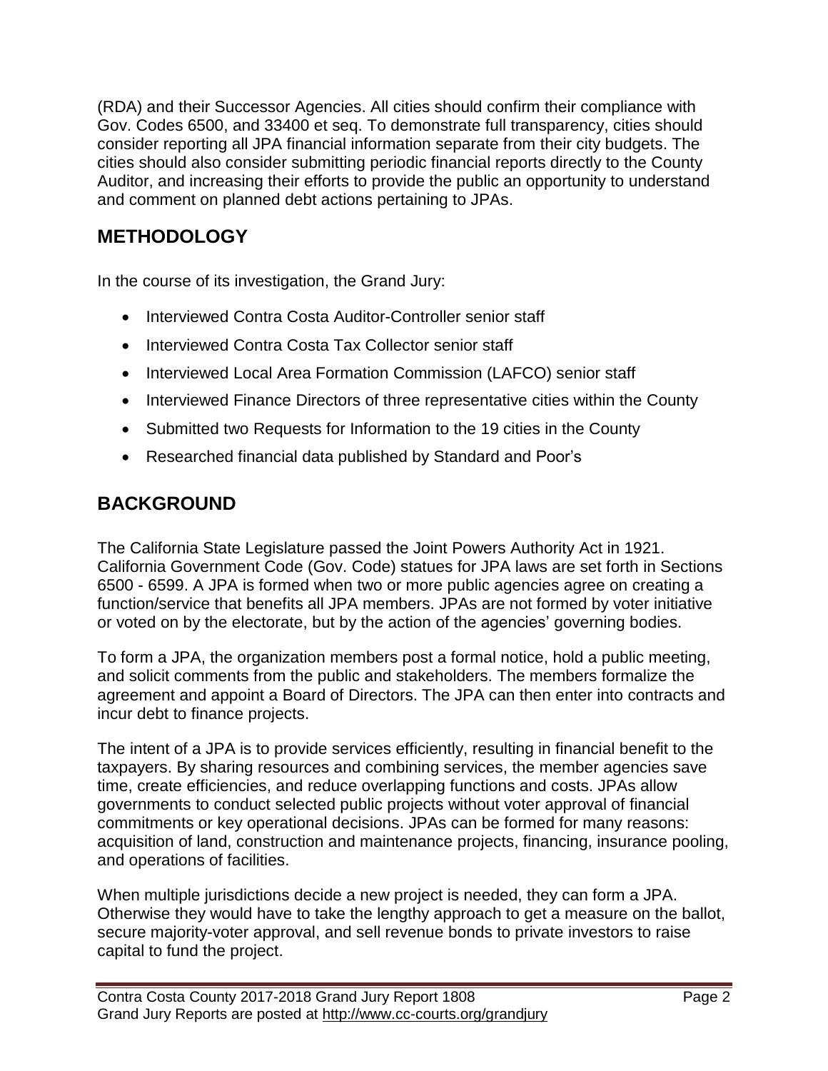(RDA) and their Successor Agencies. All cities should confirm their compliance with Gov. Codes 6500, and 33400 et seq. To demonstrate full transparency, cities should consider reporting all JPA financial information separate from their city budgets. The cities should also consider submitting periodic financial reports directly to the County Auditor, and increasing their efforts to provide the public an opportunity to understand and comment on planned debt actions pertaining to JPAs.

## METHODOLOGY

In the course of its investigation, the Grand Jury:

- Interviewed Contra Costa Auditor-Controller senior staff
- Interviewed Contra Costa Tax Collector senior staff
- Interviewed Local Area Formation Commission (LAFCO) senior staff
- Interviewed Finance Directors of three representative cities within the County
- Submitted two Requests for Information to the 19 cities in the County
- Researched financial data published by Standard and Poor's

## BACKGROUND

The California State Legislature passed the Joint Powers Authority Act in 1921. California Government Code (Gov. Code) statues for JPA laws are set forth in Sections 6500 - 6599. A JPA is formed when two or more public agencies agree on creating a function/service that benefits all JPA members. JPAs are not formed by voter initiative or voted on by the electorate, but by the action of the agencies' governing bodies.

To form a JPA, the organization members post a formal notice, hold a public meeting, and solicit comments from the public and stakeholders. The members formalize the agreement and appoint a Board of Directors. The JPA can then enter into contracts and incur debt to finance projects.

The intent of a JPA is to provide services efficiently, resulting in financial benefit to the taxpayers. By sharing resources and combining services, the member agencies save time, create efficiencies, and reduce overlapping functions and costs. JPAs allow governments to conduct selected public projects without voter approval of financial commitments or key operational decisions. JPAs can be formed for many reasons: acquisition of land, construction and maintenance projects, financing, insurance pooling, and operations of facilities.

When multiple jurisdictions decide a new project is needed, they can form a JPA. Otherwise they would have to take the lengthy approach to get a measure on the ballot, secure majority-voter approval, and sell revenue bonds to private investors to raise capital to fund the project.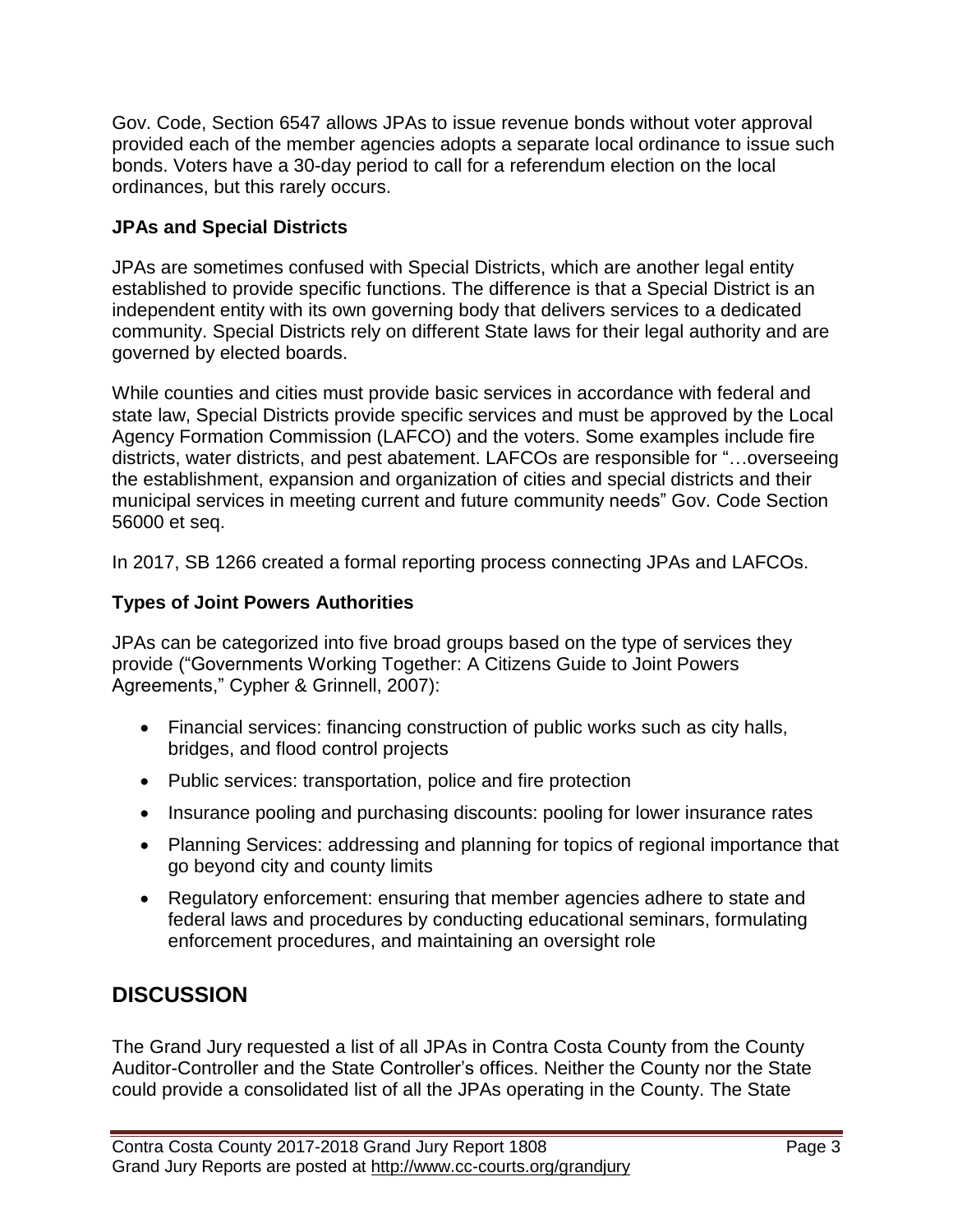Gov. Code, Section 6547 allows JPAs to issue revenue bonds without voter approval provided each of the member agencies adopts a separate local ordinance to issue such bonds. Voters have a 30-day period to call for a referendum election on the local ordinances, but this rarely occurs.

### JPAs and Special Districts

JPAs are sometimes confused with Special Districts, which are another legal entity established to provide specific functions. The difference is that a Special District is an independent entity with its own governing body that delivers services to a dedicated community. Special Districts rely on different State laws for their legal authority and are governed by elected boards.

While counties and cities must provide basic services in accordance with federal and state law, Special Districts provide specific services and must be approved by the Local Agency Formation Commission (LAFCO) and the voters. Some examples include fire districts, water districts, and pest abatement. LAFCOs are responsible for "…overseeing the establishment, expansion and organization of cities and special districts and their municipal services in meeting current and future community needs" Gov. Code Section 56000 et seq.

In 2017, SB 1266 created a formal reporting process connecting JPAs and LAFCOs.

### Types of Joint Powers Authorities

JPAs can be categorized into five broad groups based on the type of services they provide ("Governments Working Together: A Citizens Guide to Joint Powers Agreements," Cypher & Grinnell, 2007):

- Financial services: financing construction of public works such as city halls, bridges, and flood control projects
- Public services: transportation, police and fire protection
- Insurance pooling and purchasing discounts: pooling for lower insurance rates
- Planning Services: addressing and planning for topics of regional importance that go beyond city and county limits
- Regulatory enforcement: ensuring that member agencies adhere to state and federal laws and procedures by conducting educational seminars, formulating enforcement procedures, and maintaining an oversight role

## DISCUSSION

The Grand Jury requested a list of all JPAs in Contra Costa County from the County Auditor-Controller and the State Controller's offices. Neither the County nor the State could provide a consolidated list of all the JPAs operating in the County. The State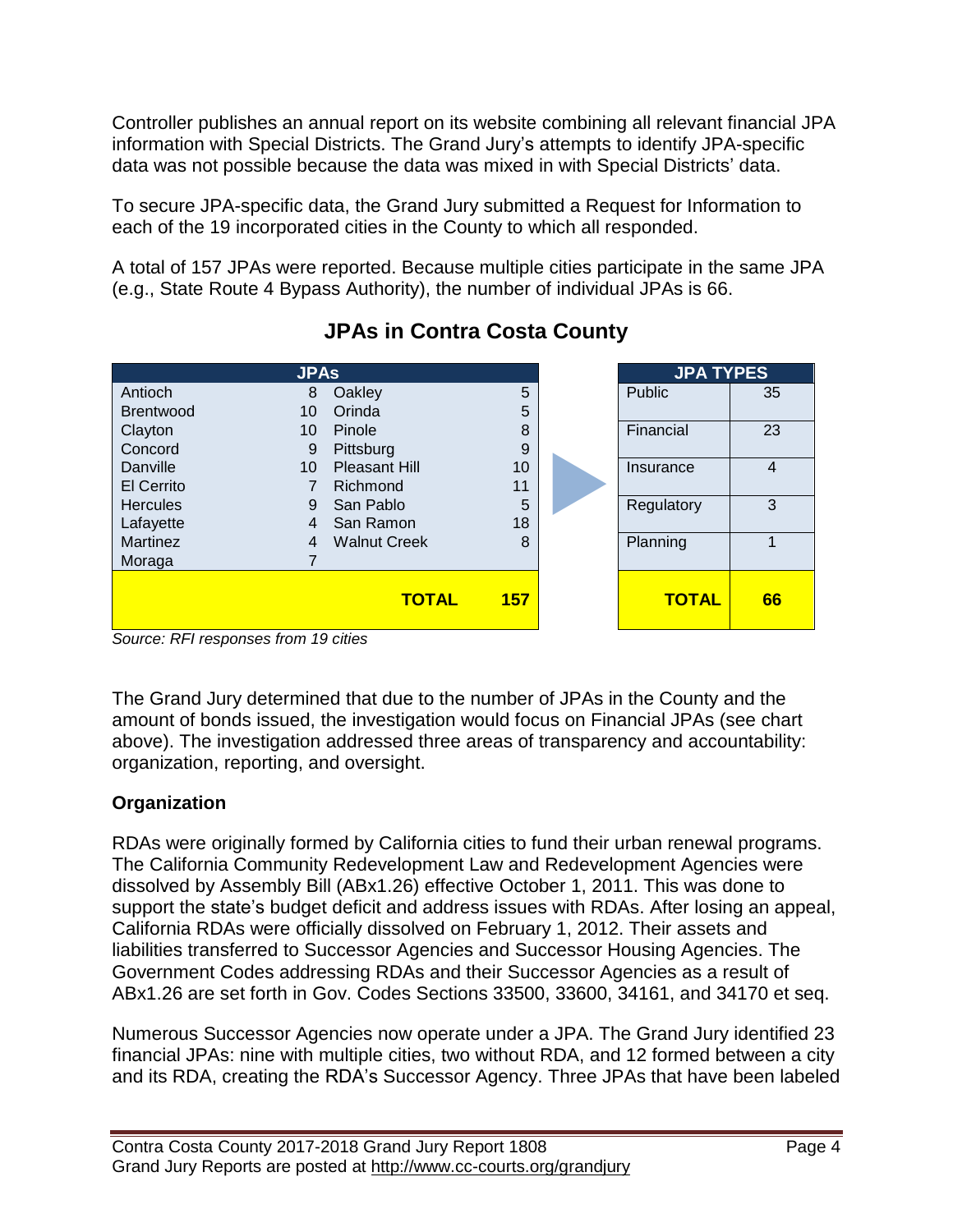Controller publishes an annual report on its website combining all relevant financial JPA information with Special Districts. The Grand Jury's attempts to identify JPA-specific data was not possible because the data was mixed in with Special Districts' data.

To secure JPA-specific data, the Grand Jury submitted a Request for Information to each of the 19 incorporated cities in the County to which all responded.

A total of 157 JPAs were reported. Because multiple cities participate in the same JPA (e.g., State Route 4 Bypass Authority), the number of individual JPAs is 66.

## JPAs in Contra Costa County

| JPAs | | | |
|---|---|---|---|
| Antioch | 8 | Oakley | 5 |
| Brentwood | 10 | Orinda | 5 |
| Clayton | 10 | Pinole | 8 |
| Concord | 9 | Pittsburg | 9 |
| Danville | 10 | Pleasant Hill | 10 |
| El Cerrito | 7 | Richmond | 11 |
| Hercules | 9 | San Pablo | 5 |
| Lafayette | 4 | San Ramon | 18 |
| Martinez | 4 | Walnut Creek | 8 |
| Moraga | 7 | | |
| | | **TOTAL** | **157** |

| JPA TYPES | |
|---|---|
| Public | 35 |
| Financial | 23 |
| Insurance | 4 |
| Regulatory | 3 |
| Planning | 1 |
| **TOTAL** | **66** |

*Source: RFI responses from 19 cities*

The Grand Jury determined that due to the number of JPAs in the County and the amount of bonds issued, the investigation would focus on Financial JPAs (see chart above). The investigation addressed three areas of transparency and accountability: organization, reporting, and oversight.

### Organization

RDAs were originally formed by California cities to fund their urban renewal programs. The California Community Redevelopment Law and Redevelopment Agencies were dissolved by Assembly Bill (ABx1.26) effective October 1, 2011. This was done to support the state's budget deficit and address issues with RDAs. After losing an appeal, California RDAs were officially dissolved on February 1, 2012. Their assets and liabilities transferred to Successor Agencies and Successor Housing Agencies. The Government Codes addressing RDAs and their Successor Agencies as a result of ABx1.26 are set forth in Gov. Codes Sections 33500, 33600, 34161, and 34170 et seq.

Numerous Successor Agencies now operate under a JPA. The Grand Jury identified 23 financial JPAs: nine with multiple cities, two without RDA, and 12 formed between a city and its RDA, creating the RDA's Successor Agency. Three JPAs that have been labeled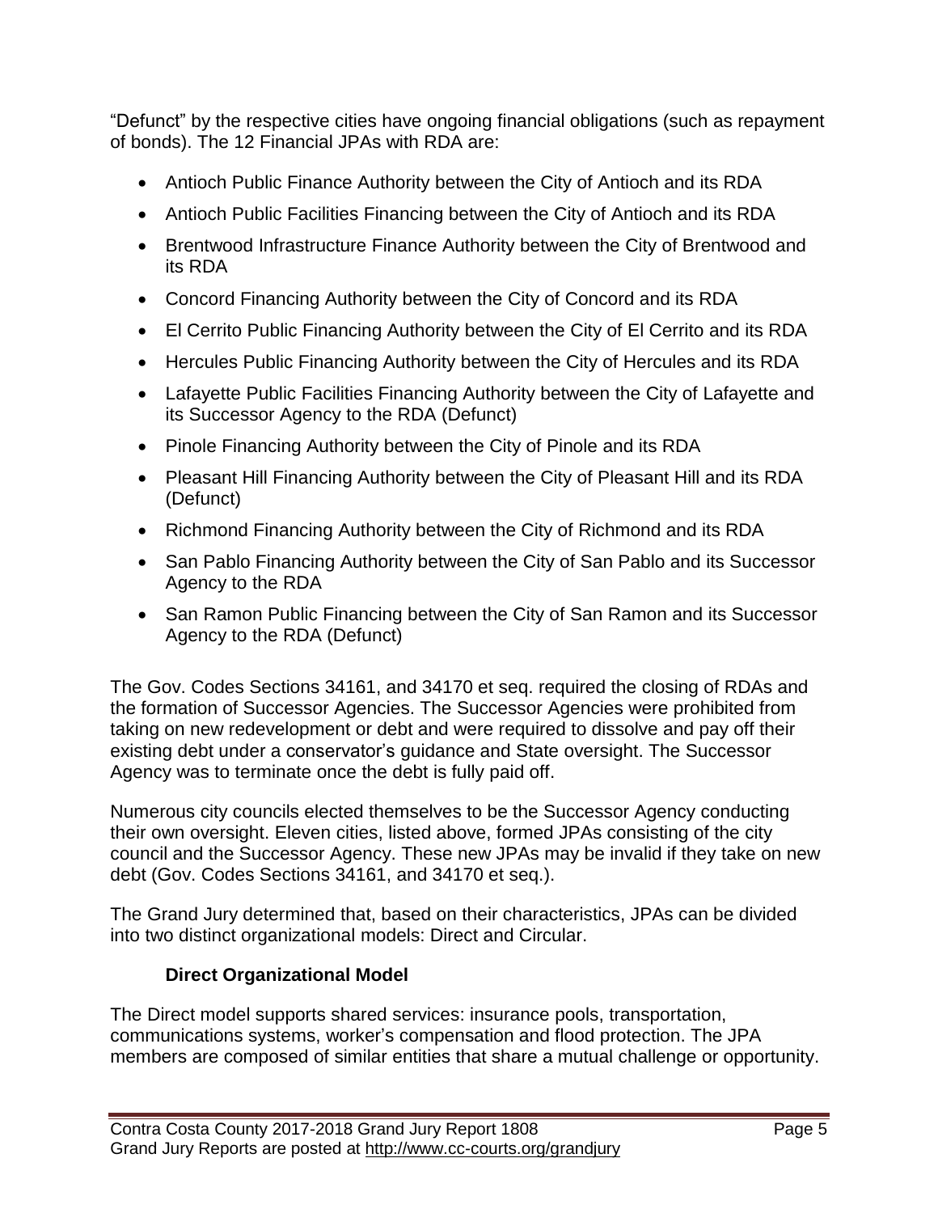"Defunct" by the respective cities have ongoing financial obligations (such as repayment of bonds). The 12 Financial JPAs with RDA are:

- Antioch Public Finance Authority between the City of Antioch and its RDA
- Antioch Public Facilities Financing between the City of Antioch and its RDA
- Brentwood Infrastructure Finance Authority between the City of Brentwood and its RDA
- Concord Financing Authority between the City of Concord and its RDA
- El Cerrito Public Financing Authority between the City of El Cerrito and its RDA
- Hercules Public Financing Authority between the City of Hercules and its RDA
- Lafayette Public Facilities Financing Authority between the City of Lafayette and its Successor Agency to the RDA (Defunct)
- Pinole Financing Authority between the City of Pinole and its RDA
- Pleasant Hill Financing Authority between the City of Pleasant Hill and its RDA (Defunct)
- Richmond Financing Authority between the City of Richmond and its RDA
- San Pablo Financing Authority between the City of San Pablo and its Successor Agency to the RDA
- San Ramon Public Financing between the City of San Ramon and its Successor Agency to the RDA (Defunct)

The Gov. Codes Sections 34161, and 34170 et seq. required the closing of RDAs and the formation of Successor Agencies. The Successor Agencies were prohibited from taking on new redevelopment or debt and were required to dissolve and pay off their existing debt under a conservator's guidance and State oversight. The Successor Agency was to terminate once the debt is fully paid off.

Numerous city councils elected themselves to be the Successor Agency conducting their own oversight. Eleven cities, listed above, formed JPAs consisting of the city council and the Successor Agency. These new JPAs may be invalid if they take on new debt (Gov. Codes Sections 34161, and 34170 et seq.).

The Grand Jury determined that, based on their characteristics, JPAs can be divided into two distinct organizational models: Direct and Circular.

### Direct Organizational Model

The Direct model supports shared services: insurance pools, transportation, communications systems, worker's compensation and flood protection. The JPA members are composed of similar entities that share a mutual challenge or opportunity.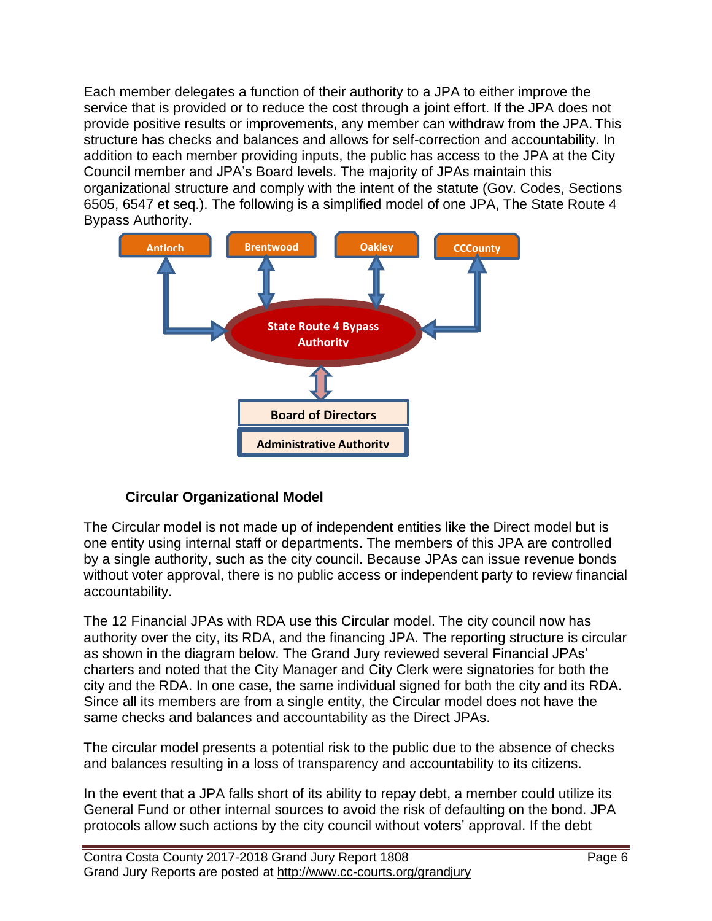Each member delegates a function of their authority to a JPA to either improve the service that is provided or to reduce the cost through a joint effort. If the JPA does not provide positive results or improvements, any member can withdraw from the JPA. This structure has checks and balances and allows for self-correction and accountability. In addition to each member providing inputs, the public has access to the JPA at the City Council member and JPA's Board levels. The majority of JPAs maintain this organizational structure and comply with the intent of the statute (Gov. Codes, Sections 6505, 6547 et seq.). The following is a simplified model of one JPA, The State Route 4 Bypass Authority.

Antioch

Brentwood

Oakley

CCCounty

State Route 4 Bypass Authority

Board of Directors

Administrative Authority

### Circular Organizational Model

The Circular model is not made up of independent entities like the Direct model but is one entity using internal staff or departments. The members of this JPA are controlled by a single authority, such as the city council. Because JPAs can issue revenue bonds without voter approval, there is no public access or independent party to review financial accountability.

The 12 Financial JPAs with RDA use this Circular model. The city council now has authority over the city, its RDA, and the financing JPA. The reporting structure is circular as shown in the diagram below. The Grand Jury reviewed several Financial JPAs' charters and noted that the City Manager and City Clerk were signatories for both the city and the RDA. In one case, the same individual signed for both the city and its RDA. Since all its members are from a single entity, the Circular model does not have the same checks and balances and accountability as the Direct JPAs.

The circular model presents a potential risk to the public due to the absence of checks and balances resulting in a loss of transparency and accountability to its citizens.

In the event that a JPA falls short of its ability to repay debt, a member could utilize its General Fund or other internal sources to avoid the risk of defaulting on the bond. JPA protocols allow such actions by the city council without voters' approval. If the debt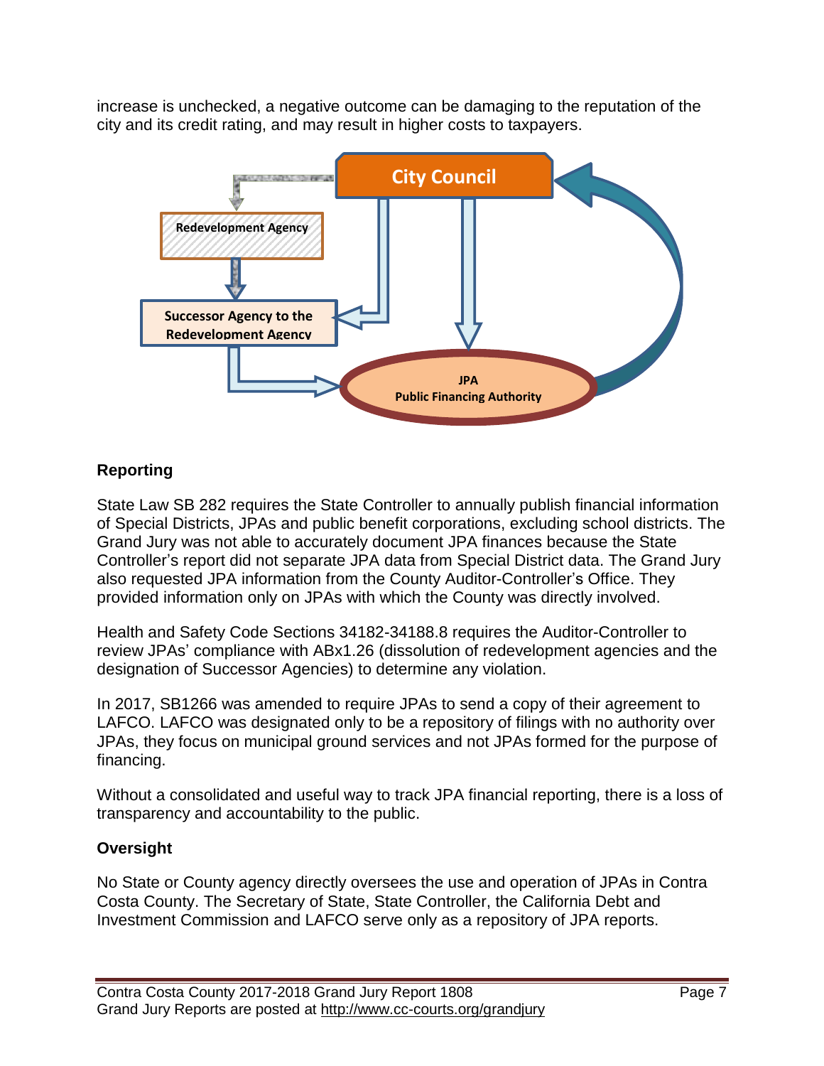increase is unchecked, a negative outcome can be damaging to the reputation of the city and its credit rating, and may result in higher costs to taxpayers.

City Council

Redevelopment Agency

Successor Agency to the Redevelopment Agency

JPA
Public Financing Authority

### Reporting

State Law SB 282 requires the State Controller to annually publish financial information of Special Districts, JPAs and public benefit corporations, excluding school districts. The Grand Jury was not able to accurately document JPA finances because the State Controller's report did not separate JPA data from Special District data. The Grand Jury also requested JPA information from the County Auditor-Controller's Office. They provided information only on JPAs with which the County was directly involved.

Health and Safety Code Sections 34182-34188.8 requires the Auditor-Controller to review JPAs' compliance with ABx1.26 (dissolution of redevelopment agencies and the designation of Successor Agencies) to determine any violation.

In 2017, SB1266 was amended to require JPAs to send a copy of their agreement to LAFCO. LAFCO was designated only to be a repository of filings with no authority over JPAs, they focus on municipal ground services and not JPAs formed for the purpose of financing.

Without a consolidated and useful way to track JPA financial reporting, there is a loss of transparency and accountability to the public.

### Oversight

No State or County agency directly oversees the use and operation of JPAs in Contra Costa County. The Secretary of State, State Controller, the California Debt and Investment Commission and LAFCO serve only as a repository of JPA reports.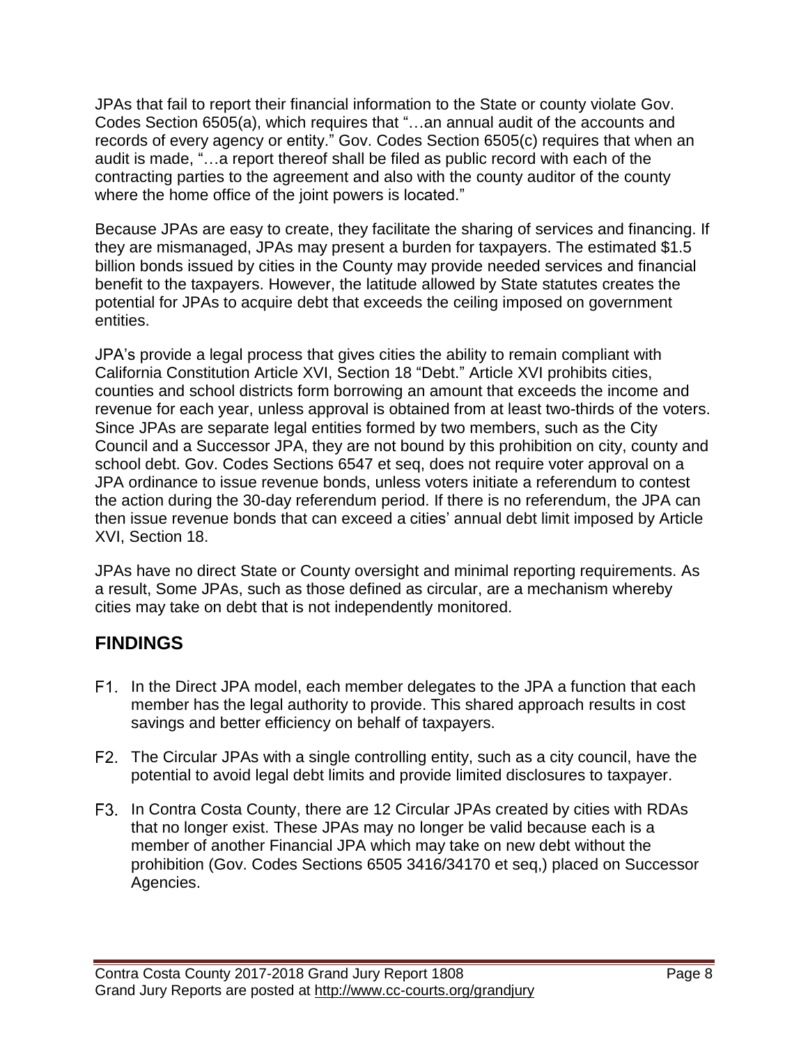JPAs that fail to report their financial information to the State or county violate Gov. Codes Section 6505(a), which requires that "…an annual audit of the accounts and records of every agency or entity." Gov. Codes Section 6505(c) requires that when an audit is made, "…a report thereof shall be filed as public record with each of the contracting parties to the agreement and also with the county auditor of the county where the home office of the joint powers is located."

Because JPAs are easy to create, they facilitate the sharing of services and financing. If they are mismanaged, JPAs may present a burden for taxpayers. The estimated $1.5 billion bonds issued by cities in the County may provide needed services and financial benefit to the taxpayers. However, the latitude allowed by State statutes creates the potential for JPAs to acquire debt that exceeds the ceiling imposed on government entities.

JPA's provide a legal process that gives cities the ability to remain compliant with California Constitution Article XVI, Section 18 "Debt." Article XVI prohibits cities, counties and school districts form borrowing an amount that exceeds the income and revenue for each year, unless approval is obtained from at least two-thirds of the voters. Since JPAs are separate legal entities formed by two members, such as the City Council and a Successor JPA, they are not bound by this prohibition on city, county and school debt. Gov. Codes Sections 6547 et seq, does not require voter approval on a JPA ordinance to issue revenue bonds, unless voters initiate a referendum to contest the action during the 30-day referendum period. If there is no referendum, the JPA can then issue revenue bonds that can exceed a cities' annual debt limit imposed by Article XVI, Section 18.

JPAs have no direct State or County oversight and minimal reporting requirements. As a result, Some JPAs, such as those defined as circular, are a mechanism whereby cities may take on debt that is not independently monitored.

## FINDINGS

F1. In the Direct JPA model, each member delegates to the JPA a function that each member has the legal authority to provide. This shared approach results in cost savings and better efficiency on behalf of taxpayers.

F2. The Circular JPAs with a single controlling entity, such as a city council, have the potential to avoid legal debt limits and provide limited disclosures to taxpayer.

F3. In Contra Costa County, there are 12 Circular JPAs created by cities with RDAs that no longer exist. These JPAs may no longer be valid because each is a member of another Financial JPA which may take on new debt without the prohibition (Gov. Codes Sections 6505 3416/34170 et seq,) placed on Successor Agencies.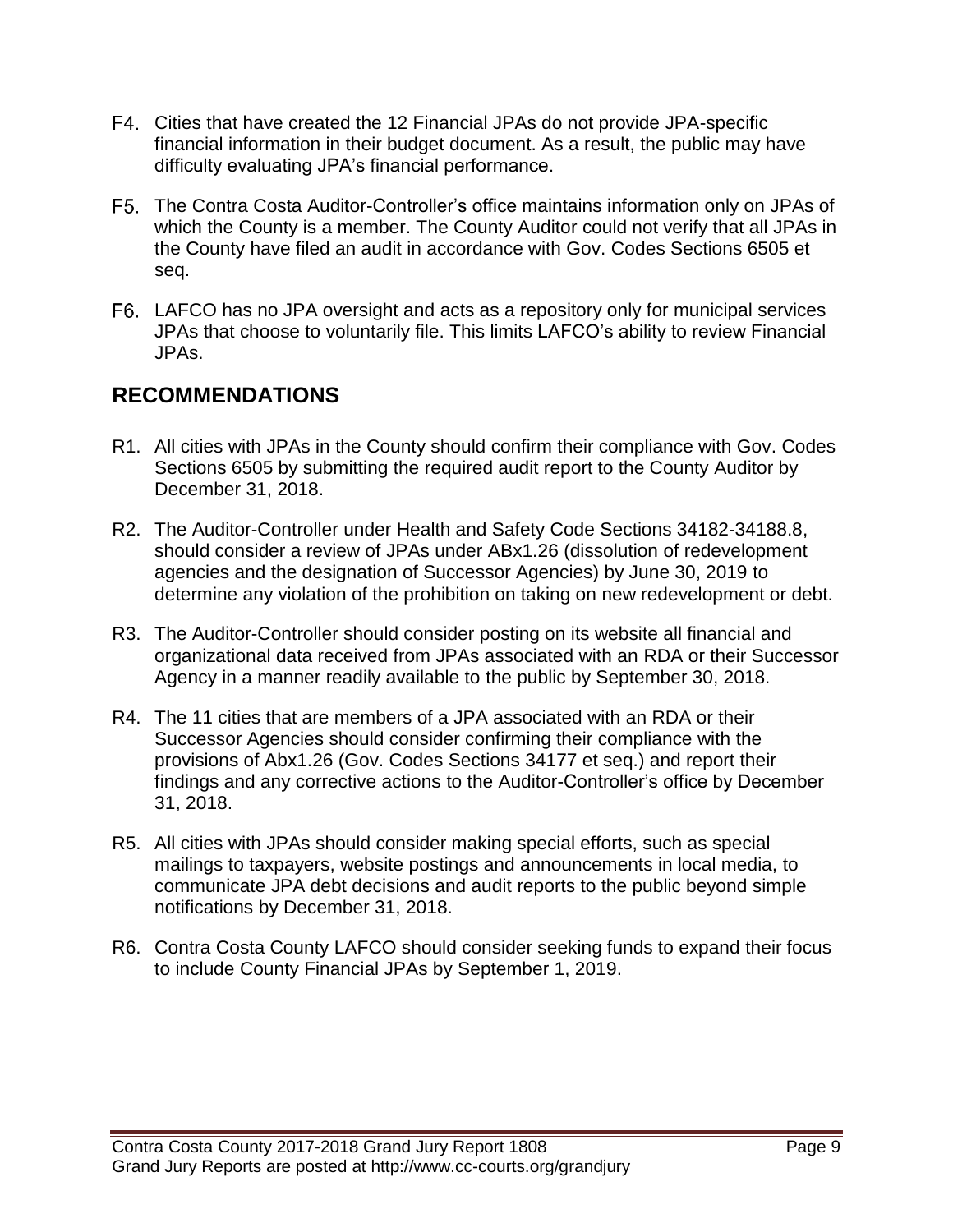F4. Cities that have created the 12 Financial JPAs do not provide JPA-specific financial information in their budget document. As a result, the public may have difficulty evaluating JPA's financial performance.

F5. The Contra Costa Auditor-Controller's office maintains information only on JPAs of which the County is a member. The County Auditor could not verify that all JPAs in the County have filed an audit in accordance with Gov. Codes Sections 6505 et seq.

F6. LAFCO has no JPA oversight and acts as a repository only for municipal services JPAs that choose to voluntarily file. This limits LAFCO's ability to review Financial JPAs.

## RECOMMENDATIONS

R1. All cities with JPAs in the County should confirm their compliance with Gov. Codes Sections 6505 by submitting the required audit report to the County Auditor by December 31, 2018.

R2. The Auditor-Controller under Health and Safety Code Sections 34182-34188.8, should consider a review of JPAs under ABx1.26 (dissolution of redevelopment agencies and the designation of Successor Agencies) by June 30, 2019 to determine any violation of the prohibition on taking on new redevelopment or debt.

R3. The Auditor-Controller should consider posting on its website all financial and organizational data received from JPAs associated with an RDA or their Successor Agency in a manner readily available to the public by September 30, 2018.

R4. The 11 cities that are members of a JPA associated with an RDA or their Successor Agencies should consider confirming their compliance with the provisions of Abx1.26 (Gov. Codes Sections 34177 et seq.) and report their findings and any corrective actions to the Auditor-Controller's office by December 31, 2018.

R5. All cities with JPAs should consider making special efforts, such as special mailings to taxpayers, website postings and announcements in local media, to communicate JPA debt decisions and audit reports to the public beyond simple notifications by December 31, 2018.

R6. Contra Costa County LAFCO should consider seeking funds to expand their focus to include County Financial JPAs by September 1, 2019.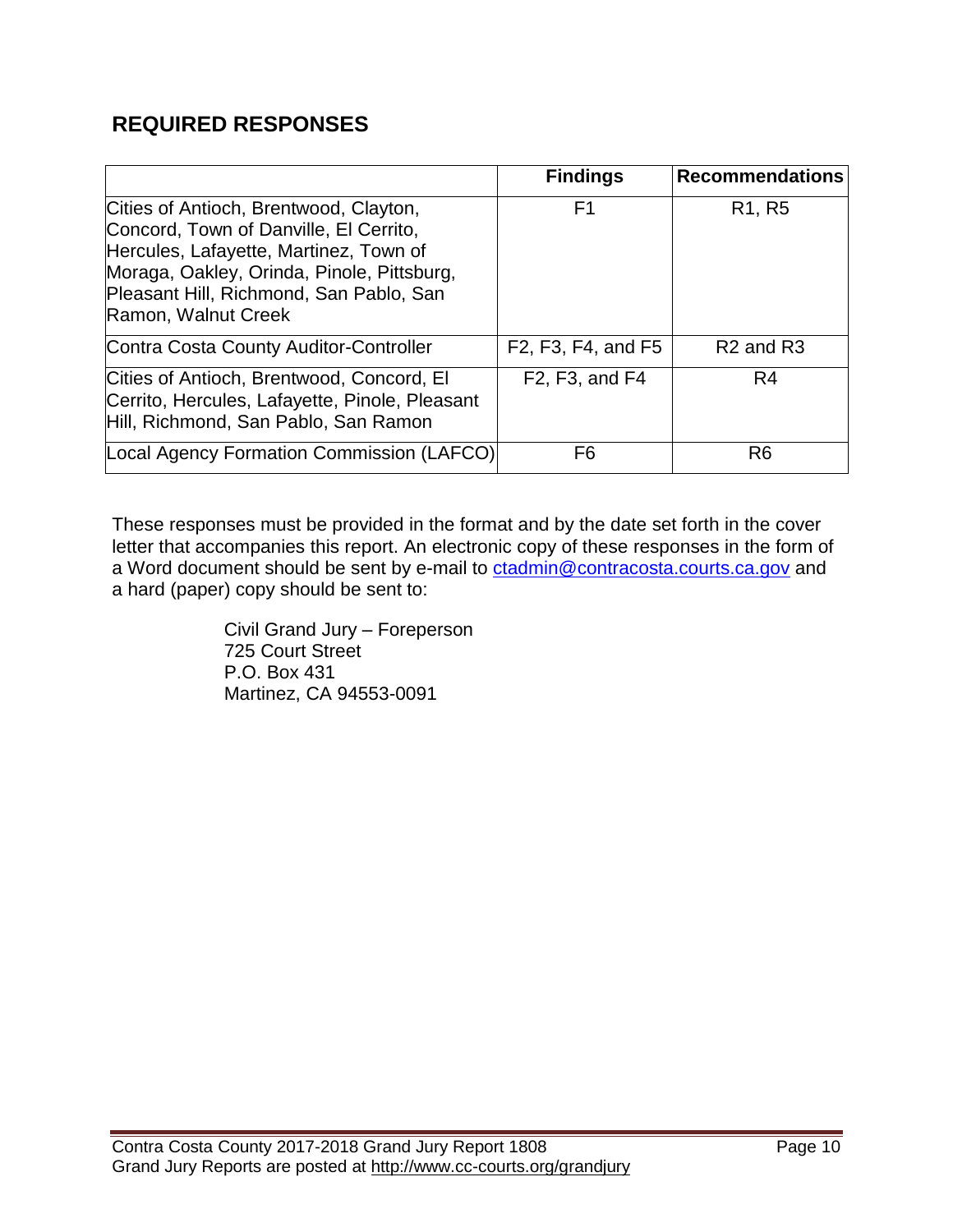## REQUIRED RESPONSES

| | Findings | Recommendations |
|---|---|---|
| Cities of Antioch, Brentwood, Clayton, Concord, Town of Danville, El Cerrito, Hercules, Lafayette, Martinez, Town of Moraga, Oakley, Orinda, Pinole, Pittsburg, Pleasant Hill, Richmond, San Pablo, San Ramon, Walnut Creek | F1 | R1, R5 |
| Contra Costa County Auditor-Controller | F2, F3, F4, and F5 | R2 and R3 |
| Cities of Antioch, Brentwood, Concord, El Cerrito, Hercules, Lafayette, Pinole, Pleasant Hill, Richmond, San Pablo, San Ramon | F2, F3, and F4 | R4 |
| Local Agency Formation Commission (LAFCO) | F6 | R6 |

These responses must be provided in the format and by the date set forth in the cover letter that accompanies this report. An electronic copy of these responses in the form of a Word document should be sent by e-mail to ctadmin@contracosta.courts.ca.gov and a hard (paper) copy should be sent to:

Civil Grand Jury – Foreperson
725 Court Street
P.O. Box 431
Martinez, CA 94553-0091